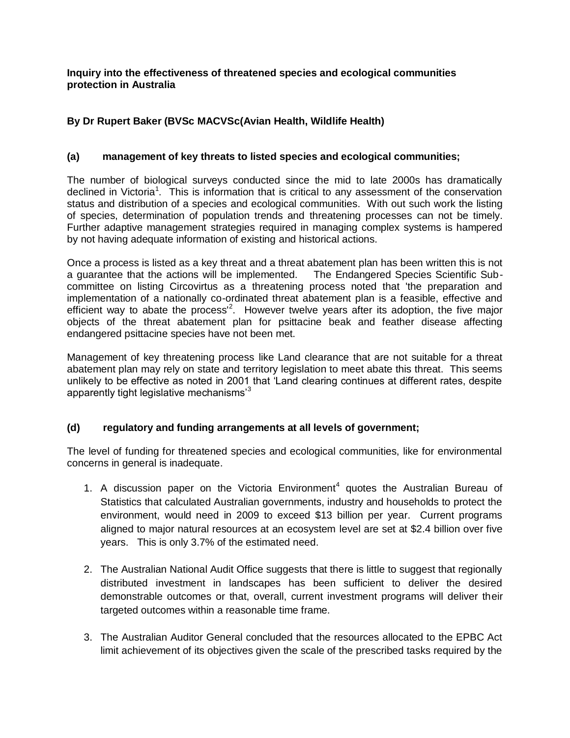**Inquiry into the effectiveness of threatened species and ecological communities protection in Australia**

**By Dr Rupert Baker (BVSc MACVSc(Avian Health, Wildlife Health)**

**(a) management of key threats to listed species and ecological communities;**

The number of biological surveys conducted since the mid to late 2000s has dramatically declined in Victoria[1]. This is information that is critical to any assessment of the conservation status and distribution of a species and ecological communities. With out such work the listing of species, determination of population trends and threatening processes can not be timely. Further adaptive management strategies required in managing complex systems is hampered by not having adequate information of existing and historical actions.

Once a process is listed as a key threat and a threat abatement plan has been written this is not a guarantee that the actions will be implemented. The Endangered Species Scientific Sub-committee on listing Circovirtus as a threatening process noted that 'the preparation and implementation of a nationally co-ordinated threat abatement plan is a feasible, effective and efficient way to abate the process'[2]. However twelve years after its adoption, the five major objects of the threat abatement plan for psittacine beak and feather disease affecting endangered psittacine species have not been met.

Management of key threatening process like Land clearance that are not suitable for a threat abatement plan may rely on state and territory legislation to meet abate this threat. This seems unlikely to be effective as noted in 2001 that 'Land clearing continues at different rates, despite apparently tight legislative mechanisms'[3]

**(d) regulatory and funding arrangements at all levels of government;**

The level of funding for threatened species and ecological communities, like for environmental concerns in general is inadequate.

1. A discussion paper on the Victoria Environment[4] quotes the Australian Bureau of Statistics that calculated Australian governments, industry and households to protect the environment, would need in 2009 to exceed $13 billion per year. Current programs aligned to major natural resources at an ecosystem level are set at $2.4 billion over five years. This is only 3.7% of the estimated need.

2. The Australian National Audit Office suggests that there is little to suggest that regionally distributed investment in landscapes has been sufficient to deliver the desired demonstrable outcomes or that, overall, current investment programs will deliver their targeted outcomes within a reasonable time frame.

3. The Australian Auditor General concluded that the resources allocated to the EPBC Act limit achievement of its objectives given the scale of the prescribed tasks required by the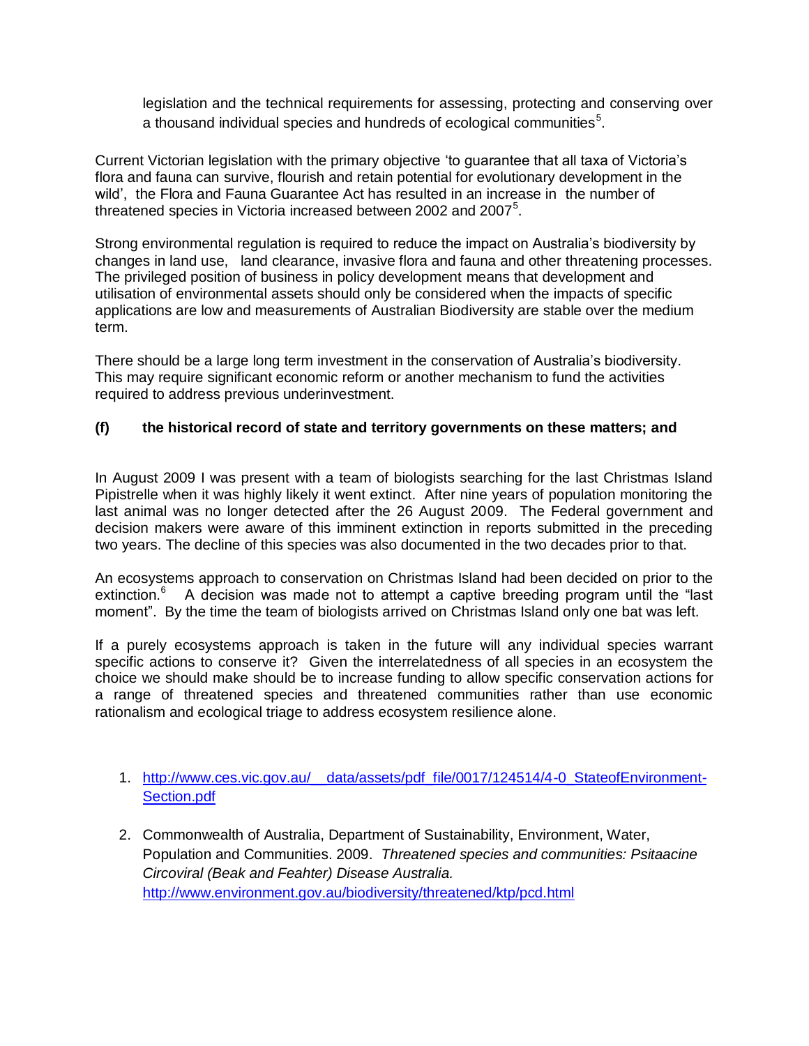legislation and the technical requirements for assessing, protecting and conserving over a thousand individual species and hundreds of ecological communities[5].

Current Victorian legislation with the primary objective 'to guarantee that all taxa of Victoria's flora and fauna can survive, flourish and retain potential for evolutionary development in the wild', the Flora and Fauna Guarantee Act has resulted in an increase in the number of threatened species in Victoria increased between 2002 and 2007[5].

Strong environmental regulation is required to reduce the impact on Australia's biodiversity by changes in land use, land clearance, invasive flora and fauna and other threatening processes. The privileged position of business in policy development means that development and utilisation of environmental assets should only be considered when the impacts of specific applications are low and measurements of Australian Biodiversity are stable over the medium term.

There should be a large long term investment in the conservation of Australia's biodiversity. This may require significant economic reform or another mechanism to fund the activities required to address previous underinvestment.

**(f) the historical record of state and territory governments on these matters; and**

In August 2009 I was present with a team of biologists searching for the last Christmas Island Pipistrelle when it was highly likely it went extinct. After nine years of population monitoring the last animal was no longer detected after the 26 August 2009. The Federal government and decision makers were aware of this imminent extinction in reports submitted in the preceding two years. The decline of this species was also documented in the two decades prior to that.

An ecosystems approach to conservation on Christmas Island had been decided on prior to the extinction.[6] A decision was made not to attempt a captive breeding program until the "last moment". By the time the team of biologists arrived on Christmas Island only one bat was left.

If a purely ecosystems approach is taken in the future will any individual species warrant specific actions to conserve it? Given the interrelatedness of all species in an ecosystem the choice we should make should be to increase funding to allow specific conservation actions for a range of threatened species and threatened communities rather than use economic rationalism and ecological triage to address ecosystem resilience alone.

1. http://www.ces.vic.gov.au/__data/assets/pdf_file/0017/124514/4-0_StateofEnvironment-Section.pdf

2. Commonwealth of Australia, Department of Sustainability, Environment, Water, Population and Communities. 2009. *Threatened species and communities: Psitaacine Circoviral (Beak and Feahter) Disease Australia.* http://www.environment.gov.au/biodiversity/threatened/ktp/pcd.html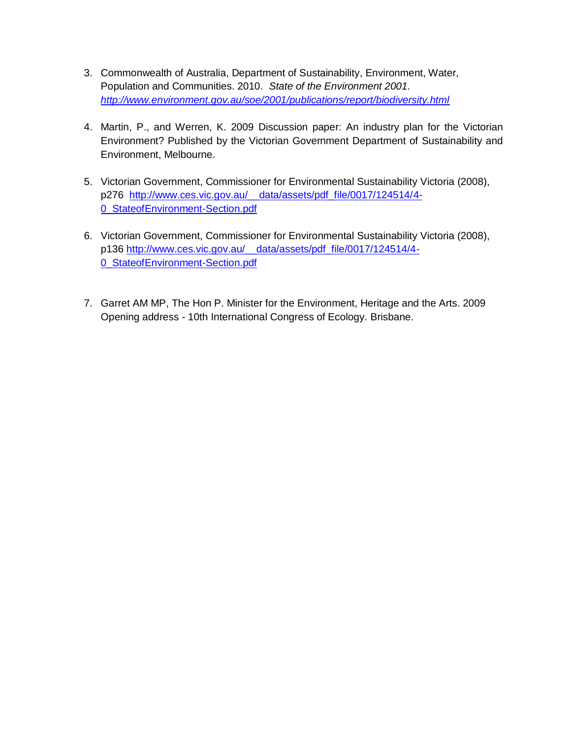3. Commonwealth of Australia, Department of Sustainability, Environment, Water, Population and Communities. 2010. *State of the Environment 2001.* *http://www.environment.gov.au/soe/2001/publications/report/biodiversity.html*

4. Martin, P., and Werren, K. 2009 Discussion paper: An industry plan for the Victorian Environment? Published by the Victorian Government Department of Sustainability and Environment, Melbourne.

5. Victorian Government, Commissioner for Environmental Sustainability Victoria (2008), p276 http://www.ces.vic.gov.au/__data/assets/pdf_file/0017/124514/4-0_StateofEnvironment-Section.pdf

6. Victorian Government, Commissioner for Environmental Sustainability Victoria (2008), p136 http://www.ces.vic.gov.au/__data/assets/pdf_file/0017/124514/4-0_StateofEnvironment-Section.pdf

7. Garret AM MP, The Hon P. Minister for the Environment, Heritage and the Arts. 2009 Opening address - 10th International Congress of Ecology. Brisbane.